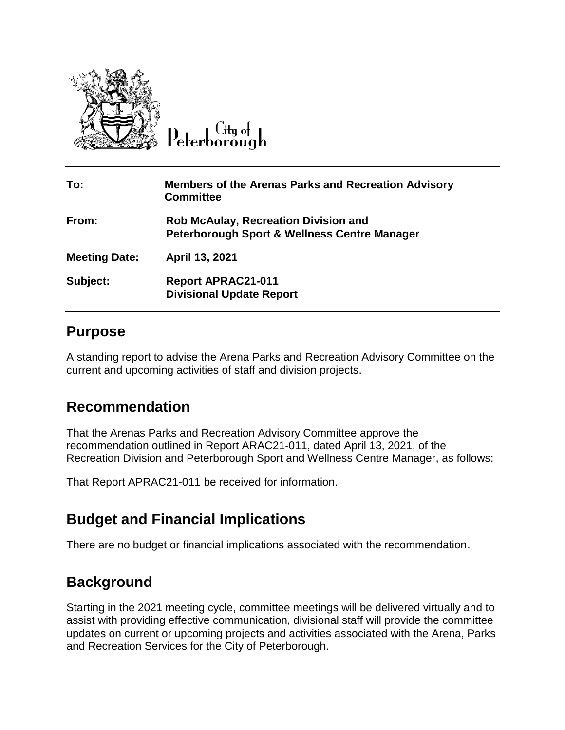City of Peterborough

| | |
|---|---|
| **To:** | **Members of the Arenas Parks and Recreation Advisory Committee** |
| **From:** | **Rob McAulay, Recreation Division and Peterborough Sport & Wellness Centre Manager** |
| **Meeting Date:** | **April 13, 2021** |
| **Subject:** | **Report APRAC21-011 Divisional Update Report** |

## Purpose

A standing report to advise the Arena Parks and Recreation Advisory Committee on the current and upcoming activities of staff and division projects.

## Recommendation

That the Arenas Parks and Recreation Advisory Committee approve the recommendation outlined in Report ARAC21-011, dated April 13, 2021, of the Recreation Division and Peterborough Sport and Wellness Centre Manager, as follows:

That Report APRAC21-011 be received for information.

## Budget and Financial Implications

There are no budget or financial implications associated with the recommendation.

## Background

Starting in the 2021 meeting cycle, committee meetings will be delivered virtually and to assist with providing effective communication, divisional staff will provide the committee updates on current or upcoming projects and activities associated with the Arena, Parks and Recreation Services for the City of Peterborough.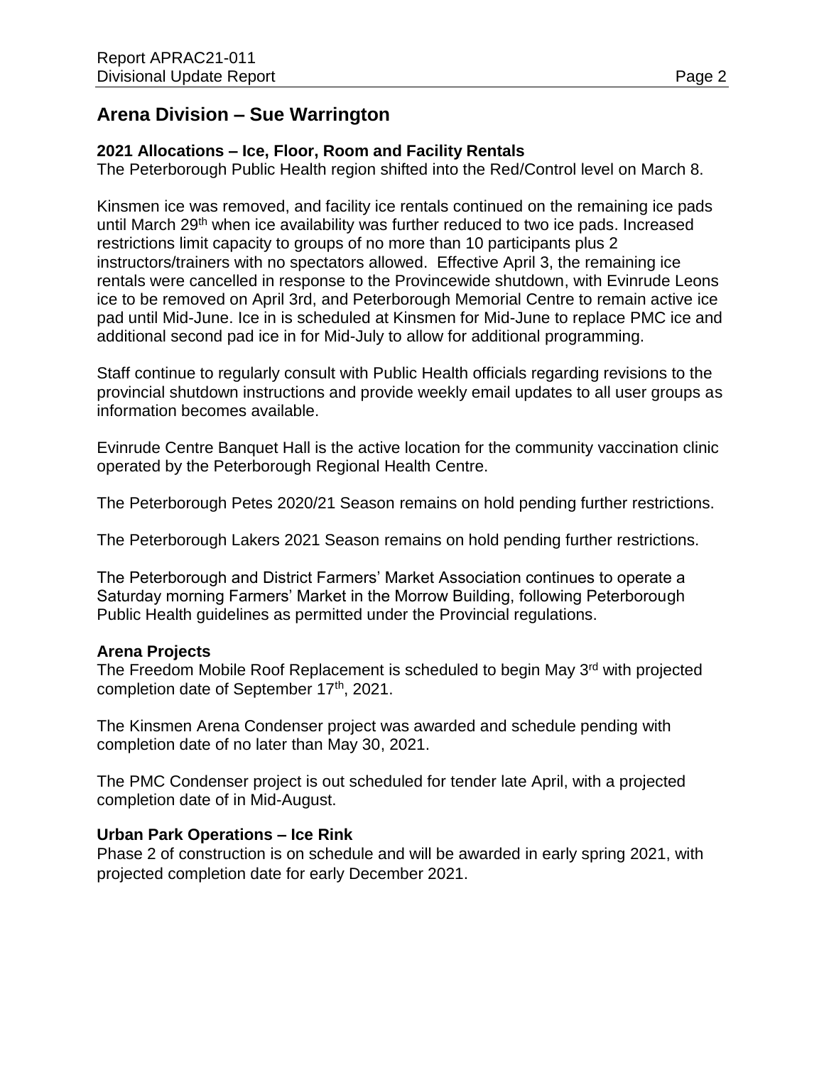## Arena Division – Sue Warrington

### 2021 Allocations – Ice, Floor, Room and Facility Rentals

The Peterborough Public Health region shifted into the Red/Control level on March 8.

Kinsmen ice was removed, and facility ice rentals continued on the remaining ice pads until March 29th when ice availability was further reduced to two ice pads. Increased restrictions limit capacity to groups of no more than 10 participants plus 2 instructors/trainers with no spectators allowed. Effective April 3, the remaining ice rentals were cancelled in response to the Provincewide shutdown, with Evinrude Leons ice to be removed on April 3rd, and Peterborough Memorial Centre to remain active ice pad until Mid-June. Ice in is scheduled at Kinsmen for Mid-June to replace PMC ice and additional second pad ice in for Mid-July to allow for additional programming.

Staff continue to regularly consult with Public Health officials regarding revisions to the provincial shutdown instructions and provide weekly email updates to all user groups as information becomes available.

Evinrude Centre Banquet Hall is the active location for the community vaccination clinic operated by the Peterborough Regional Health Centre.

The Peterborough Petes 2020/21 Season remains on hold pending further restrictions.

The Peterborough Lakers 2021 Season remains on hold pending further restrictions.

The Peterborough and District Farmers' Market Association continues to operate a Saturday morning Farmers' Market in the Morrow Building, following Peterborough Public Health guidelines as permitted under the Provincial regulations.

### Arena Projects

The Freedom Mobile Roof Replacement is scheduled to begin May 3rd with projected completion date of September 17th, 2021.

The Kinsmen Arena Condenser project was awarded and schedule pending with completion date of no later than May 30, 2021.

The PMC Condenser project is out scheduled for tender late April, with a projected completion date of in Mid-August.

### Urban Park Operations – Ice Rink

Phase 2 of construction is on schedule and will be awarded in early spring 2021, with projected completion date for early December 2021.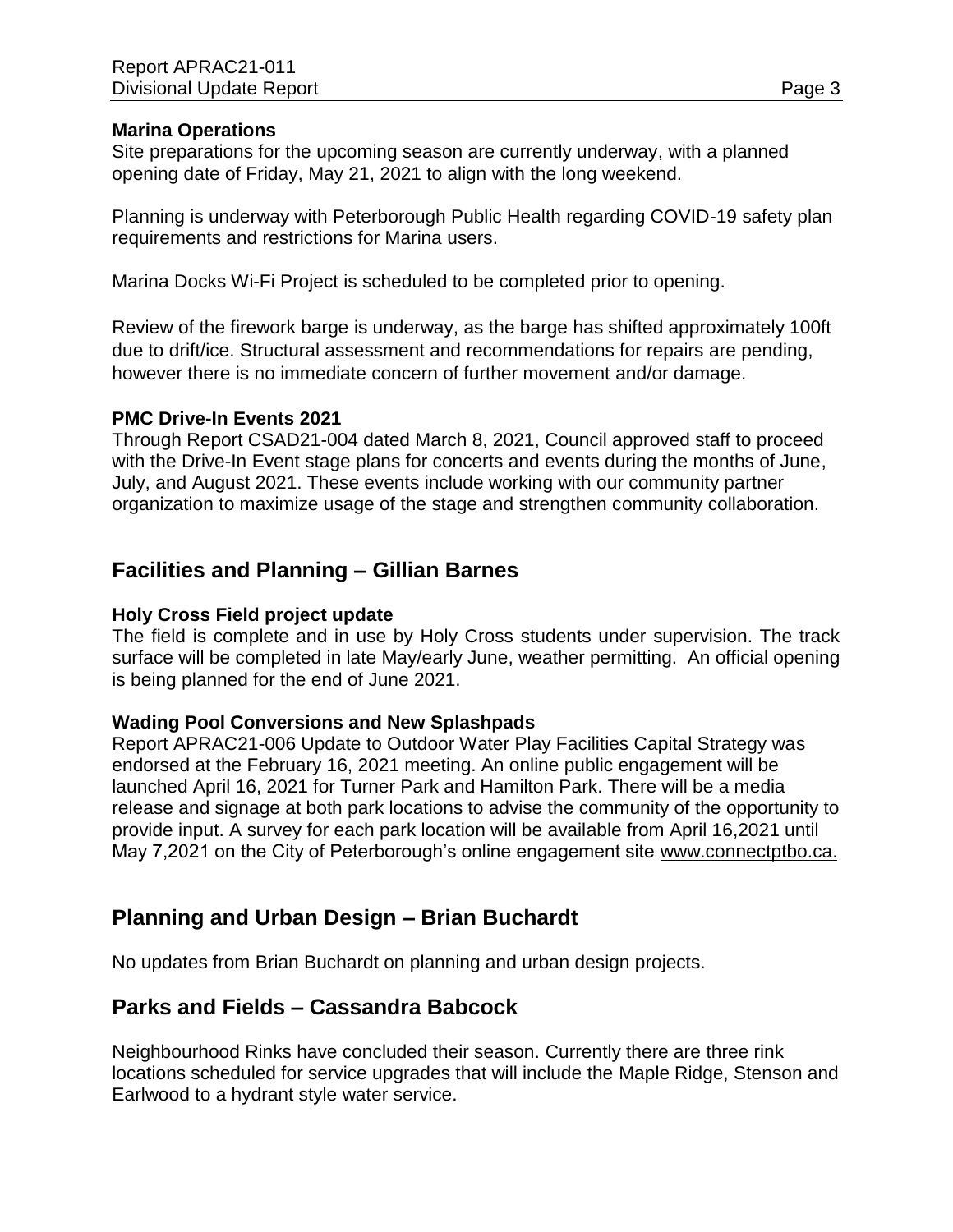### Marina Operations

Site preparations for the upcoming season are currently underway, with a planned opening date of Friday, May 21, 2021 to align with the long weekend.

Planning is underway with Peterborough Public Health regarding COVID-19 safety plan requirements and restrictions for Marina users.

Marina Docks Wi-Fi Project is scheduled to be completed prior to opening.

Review of the firework barge is underway, as the barge has shifted approximately 100ft due to drift/ice. Structural assessment and recommendations for repairs are pending, however there is no immediate concern of further movement and/or damage.

### PMC Drive-In Events 2021

Through Report CSAD21-004 dated March 8, 2021, Council approved staff to proceed with the Drive-In Event stage plans for concerts and events during the months of June, July, and August 2021. These events include working with our community partner organization to maximize usage of the stage and strengthen community collaboration.

## Facilities and Planning – Gillian Barnes

### Holy Cross Field project update

The field is complete and in use by Holy Cross students under supervision. The track surface will be completed in late May/early June, weather permitting. An official opening is being planned for the end of June 2021.

### Wading Pool Conversions and New Splashpads

Report APRAC21-006 Update to Outdoor Water Play Facilities Capital Strategy was endorsed at the February 16, 2021 meeting. An online public engagement will be launched April 16, 2021 for Turner Park and Hamilton Park. There will be a media release and signage at both park locations to advise the community of the opportunity to provide input. A survey for each park location will be available from April 16,2021 until May 7,2021 on the City of Peterborough's online engagement site www.connectptbo.ca.

## Planning and Urban Design – Brian Buchardt

No updates from Brian Buchardt on planning and urban design projects.

## Parks and Fields – Cassandra Babcock

Neighbourhood Rinks have concluded their season. Currently there are three rink locations scheduled for service upgrades that will include the Maple Ridge, Stenson and Earlwood to a hydrant style water service.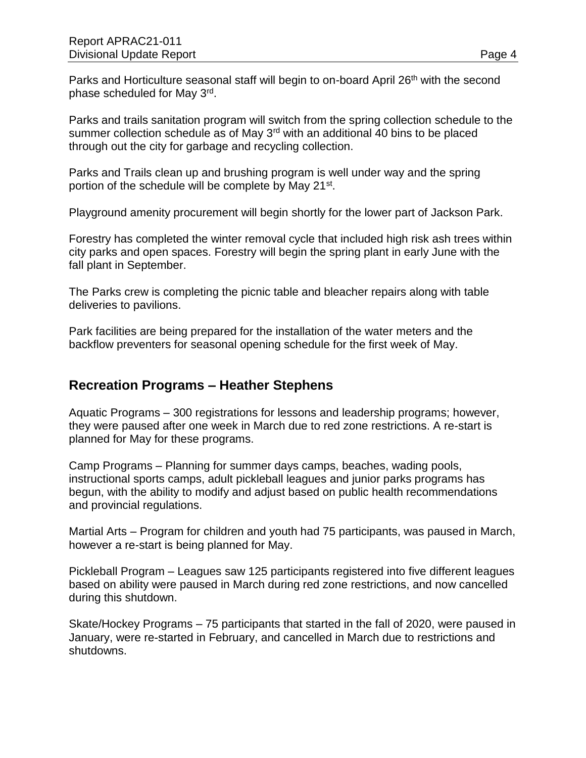Parks and Horticulture seasonal staff will begin to on-board April 26th with the second phase scheduled for May 3rd.

Parks and trails sanitation program will switch from the spring collection schedule to the summer collection schedule as of May 3rd with an additional 40 bins to be placed through out the city for garbage and recycling collection.

Parks and Trails clean up and brushing program is well under way and the spring portion of the schedule will be complete by May 21st.

Playground amenity procurement will begin shortly for the lower part of Jackson Park.

Forestry has completed the winter removal cycle that included high risk ash trees within city parks and open spaces. Forestry will begin the spring plant in early June with the fall plant in September.

The Parks crew is completing the picnic table and bleacher repairs along with table deliveries to pavilions.

Park facilities are being prepared for the installation of the water meters and the backflow preventers for seasonal opening schedule for the first week of May.

## Recreation Programs – Heather Stephens

Aquatic Programs – 300 registrations for lessons and leadership programs; however, they were paused after one week in March due to red zone restrictions. A re-start is planned for May for these programs.

Camp Programs – Planning for summer days camps, beaches, wading pools, instructional sports camps, adult pickleball leagues and junior parks programs has begun, with the ability to modify and adjust based on public health recommendations and provincial regulations.

Martial Arts – Program for children and youth had 75 participants, was paused in March, however a re-start is being planned for May.

Pickleball Program – Leagues saw 125 participants registered into five different leagues based on ability were paused in March during red zone restrictions, and now cancelled during this shutdown.

Skate/Hockey Programs – 75 participants that started in the fall of 2020, were paused in January, were re-started in February, and cancelled in March due to restrictions and shutdowns.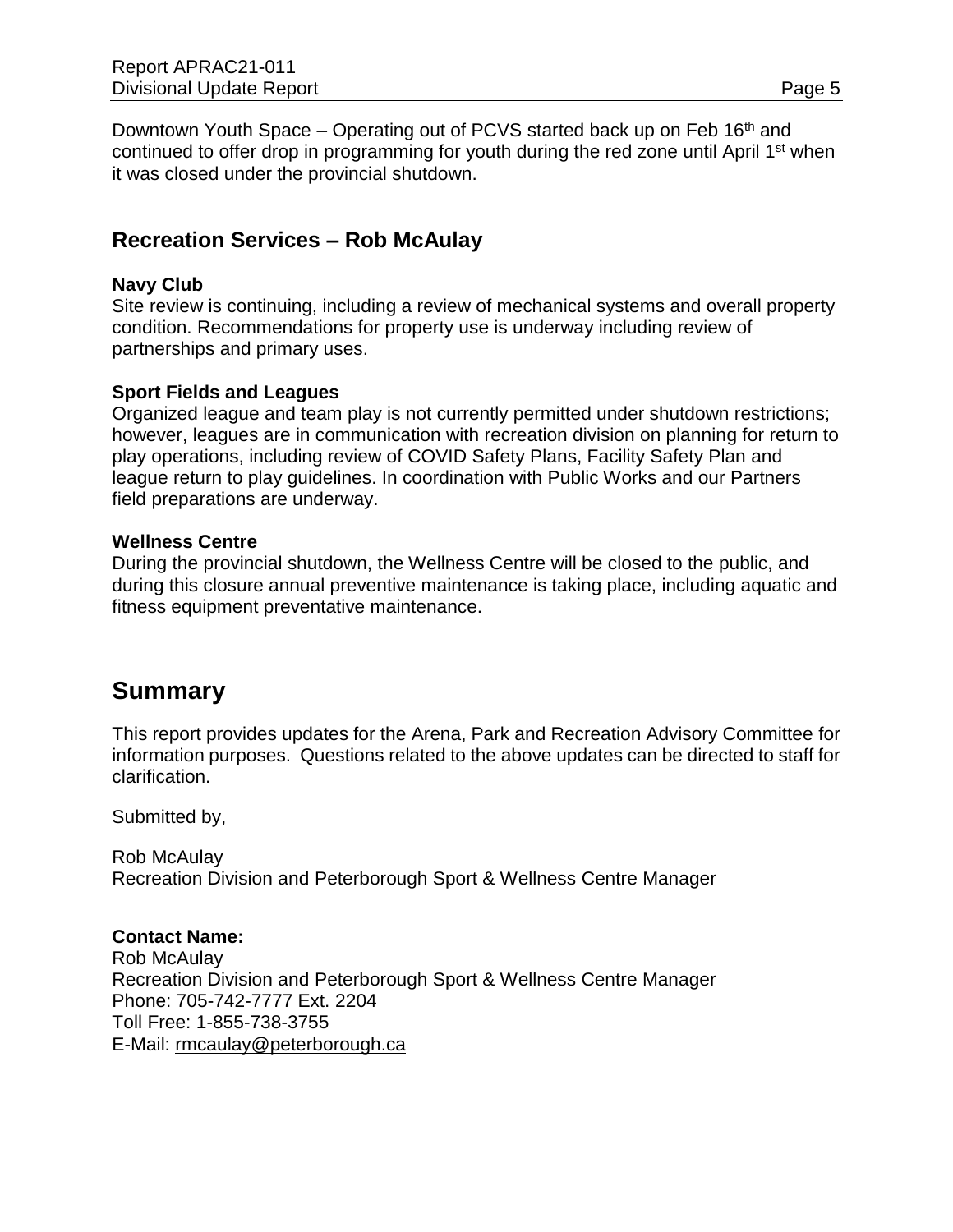Downtown Youth Space – Operating out of PCVS started back up on Feb 16th and continued to offer drop in programming for youth during the red zone until April 1st when it was closed under the provincial shutdown.

## Recreation Services – Rob McAulay

**Navy Club**

Site review is continuing, including a review of mechanical systems and overall property condition. Recommendations for property use is underway including review of partnerships and primary uses.

**Sport Fields and Leagues**

Organized league and team play is not currently permitted under shutdown restrictions; however, leagues are in communication with recreation division on planning for return to play operations, including review of COVID Safety Plans, Facility Safety Plan and league return to play guidelines. In coordination with Public Works and our Partners field preparations are underway.

**Wellness Centre**

During the provincial shutdown, the Wellness Centre will be closed to the public, and during this closure annual preventive maintenance is taking place, including aquatic and fitness equipment preventative maintenance.

# Summary

This report provides updates for the Arena, Park and Recreation Advisory Committee for information purposes. Questions related to the above updates can be directed to staff for clarification.

Submitted by,

Rob McAulay
Recreation Division and Peterborough Sport & Wellness Centre Manager

**Contact Name:**
Rob McAulay
Recreation Division and Peterborough Sport & Wellness Centre Manager
Phone: 705-742-7777 Ext. 2204
Toll Free: 1-855-738-3755
E-Mail: rmcaulay@peterborough.ca